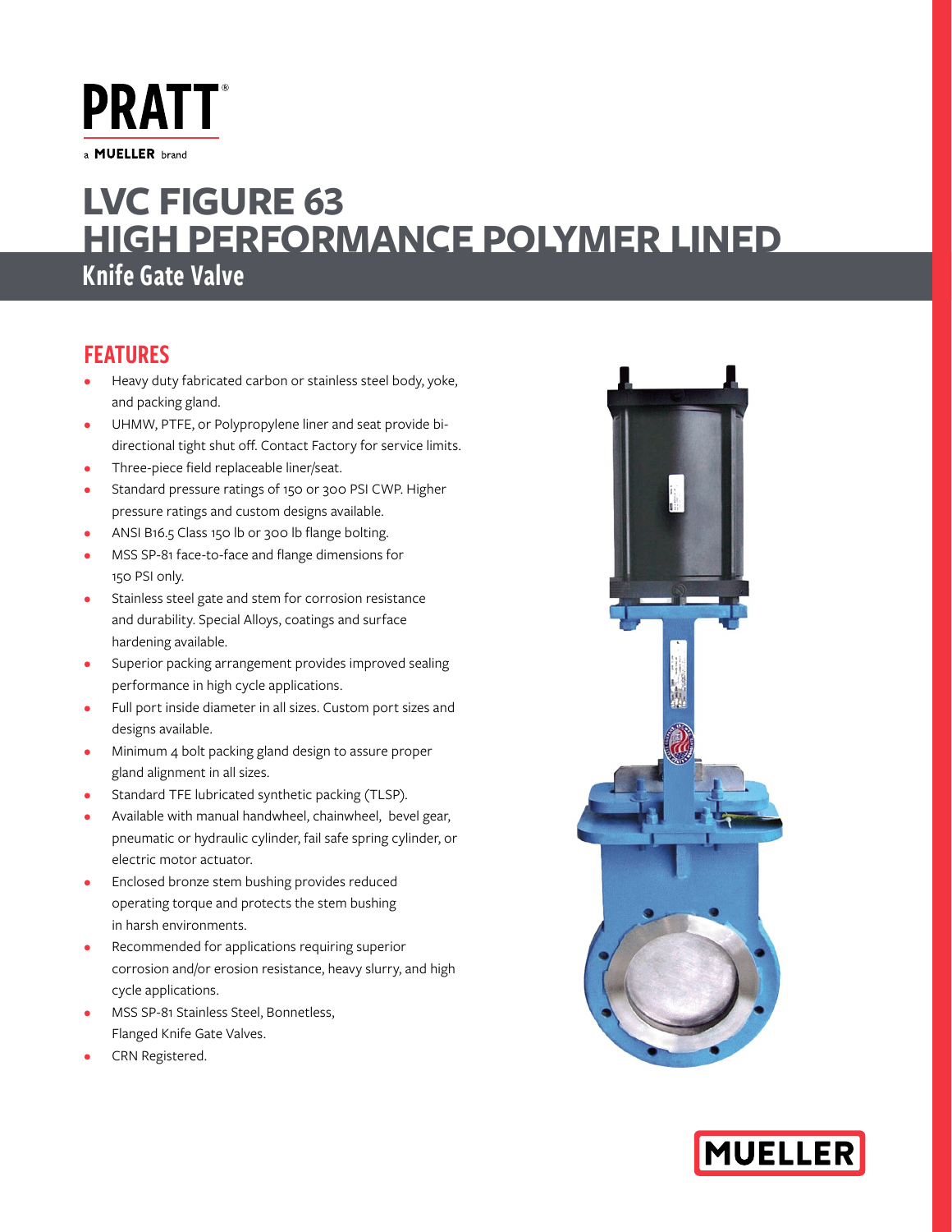# PRATT

a MUELLER brand

# LVC FIGURE 63 HIGH PERFORMANCE POLYMER LINED

## Knife Gate Valve

### FEATURES

- Heavy duty fabricated carbon or stainless steel body, yoke, and packing gland.
- UHMW, PTFE, or Polypropylene liner and seat provide bi-directional tight shut off. Contact Factory for service limits.
- Three-piece field replaceable liner/seat.
- Standard pressure ratings of 150 or 300 PSI CWP. Higher pressure ratings and custom designs available.
- ANSI B16.5 Class 150 lb or 300 lb flange bolting.
- MSS SP-81 face-to-face and flange dimensions for 150 PSI only.
- Stainless steel gate and stem for corrosion resistance and durability. Special Alloys, coatings and surface hardening available.
- Superior packing arrangement provides improved sealing performance in high cycle applications.
- Full port inside diameter in all sizes. Custom port sizes and designs available.
- Minimum 4 bolt packing gland design to assure proper gland alignment in all sizes.
- Standard TFE lubricated synthetic packing (TLSP).
- Available with manual handwheel, chainwheel, bevel gear, pneumatic or hydraulic cylinder, fail safe spring cylinder, or electric motor actuator.
- Enclosed bronze stem bushing provides reduced operating torque and protects the stem bushing in harsh environments.
- Recommended for applications requiring superior corrosion and/or erosion resistance, heavy slurry, and high cycle applications.
- MSS SP-81 Stainless Steel, Bonnetless, Flanged Knife Gate Valves.
- CRN Registered.

MUELLER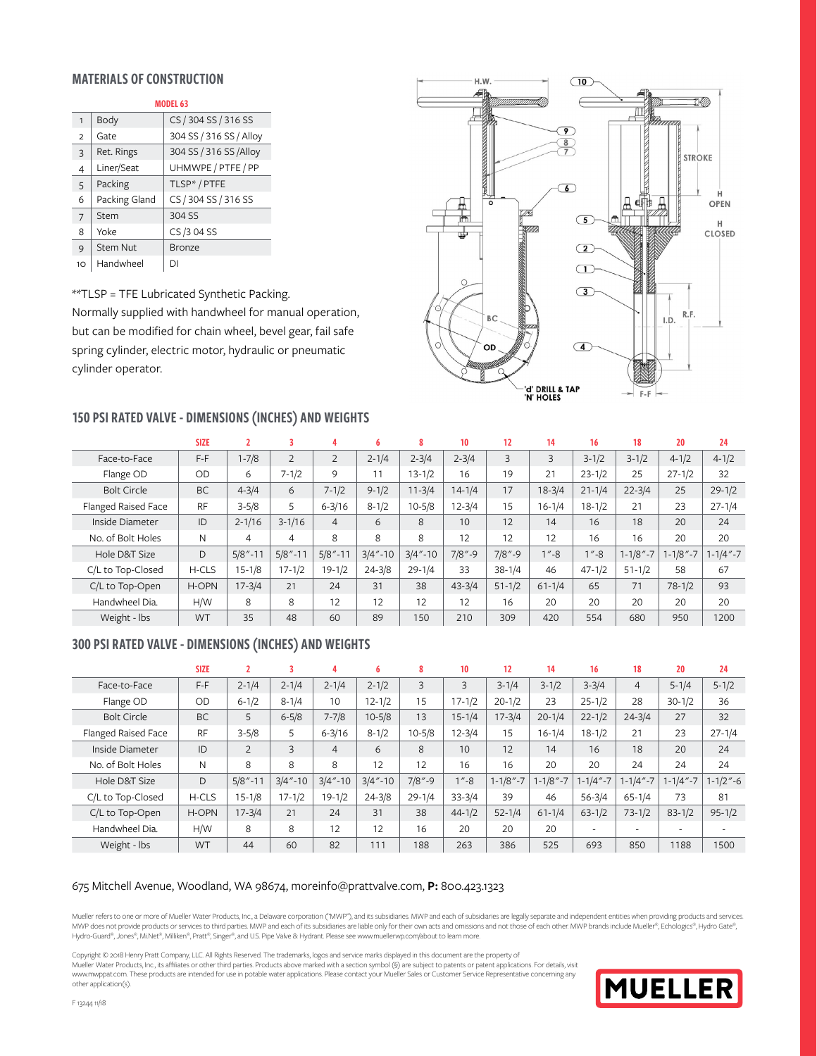## MATERIALS OF CONSTRUCTION

| | | MODEL 63 |
|---|---|---|
| 1 | Body | CS / 304 SS / 316 SS |
| 2 | Gate | 304 SS / 316 SS / Alloy |
| 3 | Ret. Rings | 304 SS / 316 SS /Alloy |
| 4 | Liner/Seat | UHMWPE / PTFE / PP |
| 5 | Packing | TLSP* / PTFE |
| 6 | Packing Gland | CS / 304 SS / 316 SS |
| 7 | Stem | 304 SS |
| 8 | Yoke | CS /3 04 SS |
| 9 | Stem Nut | Bronze |
| 10 | Handwheel | DI |

**TLSP = TFE Lubricated Synthetic Packing.
Normally supplied with handwheel for manual operation, but can be modified for chain wheel, bevel gear, fail safe spring cylinder, electric motor, hydraulic or pneumatic cylinder operator.

H.W.
10
9
8
7
6
5
2
1
3
4
STROKE
H OPEN
H CLOSED
BC
OD
R.F.
I.D.
'd' DRILL & TAP 'N' HOLES
F-F

## 150 PSI RATED VALVE - DIMENSIONS (INCHES) AND WEIGHTS

| | SIZE | 2 | 3 | 4 | 6 | 8 | 10 | 12 | 14 | 16 | 18 | 20 | 24 |
|---|---|---|---|---|---|---|---|---|---|---|---|---|---|
| Face-to-Face | F-F | 1-7/8 | 2 | 2 | 2-1/4 | 2-3/4 | 2-3/4 | 3 | 3 | 3-1/2 | 3-1/2 | 4-1/2 | 4-1/2 |
| Flange OD | OD | 6 | 7-1/2 | 9 | 11 | 13-1/2 | 16 | 19 | 21 | 23-1/2 | 25 | 27-1/2 | 32 |
| Bolt Circle | BC | 4-3/4 | 6 | 7-1/2 | 9-1/2 | 11-3/4 | 14-1/4 | 17 | 18-3/4 | 21-1/4 | 22-3/4 | 25 | 29-1/2 |
| Flanged Raised Face | RF | 3-5/8 | 5 | 6-3/16 | 8-1/2 | 10-5/8 | 12-3/4 | 15 | 16-1/4 | 18-1/2 | 21 | 23 | 27-1/4 |
| Inside Diameter | ID | 2-1/16 | 3-1/16 | 4 | 6 | 8 | 10 | 12 | 14 | 16 | 18 | 20 | 24 |
| No. of Bolt Holes | N | 4 | 4 | 8 | 8 | 8 | 12 | 12 | 12 | 16 | 16 | 20 | 20 |
| Hole D&T Size | D | 5/8″-11 | 5/8″-11 | 5/8″-11 | 3/4″-10 | 3/4″-10 | 7/8″-9 | 7/8″-9 | 1″-8 | 1″-8 | 1-1/8″-7 | 1-1/8″-7 | 1-1/4″-7 |
| C/L to Top-Closed | H-CLS | 15-1/8 | 17-1/2 | 19-1/2 | 24-3/8 | 29-1/4 | 33 | 38-1/4 | 46 | 47-1/2 | 51-1/2 | 58 | 67 |
| C/L to Top-Open | H-OPN | 17-3/4 | 21 | 24 | 31 | 38 | 43-3/4 | 51-1/2 | 61-1/4 | 65 | 71 | 78-1/2 | 93 |
| Handwheel Dia. | H/W | 8 | 8 | 12 | 12 | 12 | 12 | 16 | 20 | 20 | 20 | 20 | 20 |
| Weight - lbs | WT | 35 | 48 | 60 | 89 | 150 | 210 | 309 | 420 | 554 | 680 | 950 | 1200 |

## 300 PSI RATED VALVE - DIMENSIONS (INCHES) AND WEIGHTS

| | SIZE | 2 | 3 | 4 | 6 | 8 | 10 | 12 | 14 | 16 | 18 | 20 | 24 |
|---|---|---|---|---|---|---|---|---|---|---|---|---|---|
| Face-to-Face | F-F | 2-1/4 | 2-1/4 | 2-1/4 | 2-1/2 | 3 | 3 | 3-1/4 | 3-1/2 | 3-3/4 | 4 | 5-1/4 | 5-1/2 |
| Flange OD | OD | 6-1/2 | 8-1/4 | 10 | 12-1/2 | 15 | 17-1/2 | 20-1/2 | 23 | 25-1/2 | 28 | 30-1/2 | 36 |
| Bolt Circle | BC | 5 | 6-5/8 | 7-7/8 | 10-5/8 | 13 | 15-1/4 | 17-3/4 | 20-1/4 | 22-1/2 | 24-3/4 | 27 | 32 |
| Flanged Raised Face | RF | 3-5/8 | 5 | 6-3/16 | 8-1/2 | 10-5/8 | 12-3/4 | 15 | 16-1/4 | 18-1/2 | 21 | 23 | 27-1/4 |
| Inside Diameter | ID | 2 | 3 | 4 | 6 | 8 | 10 | 12 | 14 | 16 | 18 | 20 | 24 |
| No. of Bolt Holes | N | 8 | 8 | 8 | 12 | 12 | 16 | 16 | 20 | 20 | 24 | 24 | 24 |
| Hole D&T Size | D | 5/8″-11 | 3/4″-10 | 3/4″-10 | 3/4″-10 | 7/8″-9 | 1″-8 | 1-1/8″-7 | 1-1/8″-7 | 1-1/4″-7 | 1-1/4″-7 | 1-1/4″-7 | 1-1/2″-6 |
| C/L to Top-Closed | H-CLS | 15-1/8 | 17-1/2 | 19-1/2 | 24-3/8 | 29-1/4 | 33-3/4 | 39 | 46 | 56-3/4 | 65-1/4 | 73 | 81 |
| C/L to Top-Open | H-OPN | 17-3/4 | 21 | 24 | 31 | 38 | 44-1/2 | 52-1/4 | 61-1/4 | 63-1/2 | 73-1/2 | 83-1/2 | 95-1/2 |
| Handwheel Dia. | H/W | 8 | 8 | 12 | 12 | 16 | 20 | 20 | 20 | - | - | - | - |
| Weight - lbs | WT | 44 | 60 | 82 | 111 | 188 | 263 | 386 | 525 | 693 | 850 | 1188 | 1500 |

675 Mitchell Avenue, Woodland, WA 98674, moreinfo@prattvalve.com, **P:** 800.423.1323

Mueller refers to one or more of Mueller Water Products, Inc., a Delaware corporation ("MWP"), and its subsidiaries. MWP and each of subsidiaries are legally separate and independent entities when providing products and services. MWP does not provide products or services to third parties. MWP and each of its subsidiaries are liable only for their own acts and omissions and not those of each other. MWP brands include Mueller®, Echologics®, Hydro Gate®, Hydro-Guard®, Jones®, Mi.Net®, Milliken®, Pratt®, Singer®, and U.S. Pipe Valve & Hydrant. Please see www.muellerwp.com/about to learn more.

Copyright © 2018 Henry Pratt Company, LLC. All Rights Reserved. The trademarks, logos and service marks displayed in this document are the property of Mueller Water Products, Inc., its affiliates or other third parties. Products above marked with a section symbol (§) are subject to patents or patent applications. For details, visit www.mwppat.com. These products are intended for use in potable water applications. Please contact your Mueller Sales or Customer Service Representative concerning any other application(s).

F 13244 11/18

MUELLER